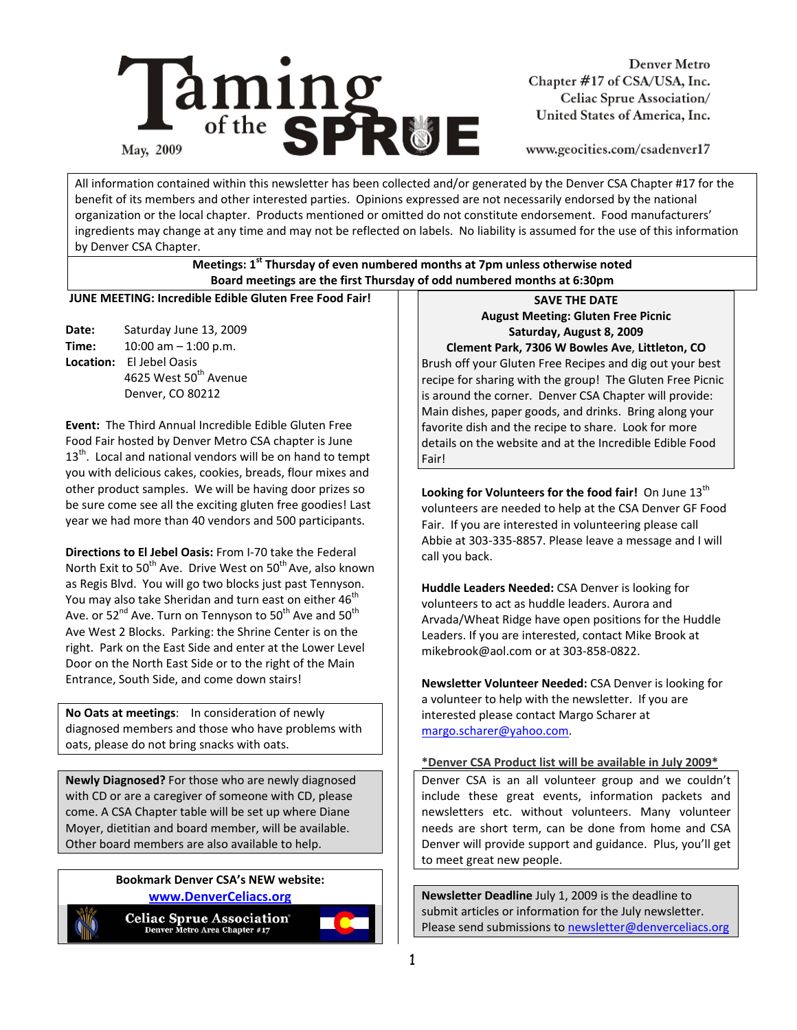# Taming of the SPRUE

May, 2009

Denver Metro
Chapter #17 of CSA/USA, Inc.
Celiac Sprue Association/
United States of America, Inc.

www.geocities.com/csadenver17

All information contained within this newsletter has been collected and/or generated by the Denver CSA Chapter #17 for the benefit of its members and other interested parties. Opinions expressed are not necessarily endorsed by the national organization or the local chapter. Products mentioned or omitted do not constitute endorsement. Food manufacturers' ingredients may change at any time and may not be reflected on labels. No liability is assumed for the use of this information by Denver CSA Chapter.

**Meetings: 1st Thursday of even numbered months at 7pm unless otherwise noted**
**Board meetings are the first Thursday of odd numbered months at 6:30pm**

## JUNE MEETING: Incredible Edible Gluten Free Food Fair!

**Date:** Saturday June 13, 2009
**Time:** 10:00 am – 1:00 p.m.
**Location:** El Jebel Oasis
4625 West 50th Avenue
Denver, CO 80212

**Event:** The Third Annual Incredible Edible Gluten Free Food Fair hosted by Denver Metro CSA chapter is June 13th. Local and national vendors will be on hand to tempt you with delicious cakes, cookies, breads, flour mixes and other product samples. We will be having door prizes so be sure come see all the exciting gluten free goodies! Last year we had more than 40 vendors and 500 participants.

**Directions to El Jebel Oasis:** From I-70 take the Federal North Exit to 50th Ave. Drive West on 50th Ave, also known as Regis Blvd. You will go two blocks just past Tennyson. You may also take Sheridan and turn east on either 46th Ave. or 52nd Ave. Turn on Tennyson to 50th Ave and 50th Ave West 2 Blocks. Parking: the Shrine Center is on the right. Park on the East Side and enter at the Lower Level Door on the North East Side or to the right of the Main Entrance, South Side, and come down stairs!

**No Oats at meetings**: In consideration of newly diagnosed members and those who have problems with oats, please do not bring snacks with oats.

**Newly Diagnosed?** For those who are newly diagnosed with CD or are a caregiver of someone with CD, please come. A CSA Chapter table will be set up where Diane Moyer, dietitian and board member, will be available. Other board members are also available to help.

**Bookmark Denver CSA's NEW website:**
**www.DenverCeliacs.org**

Celiac Sprue Association
Denver Metro Area Chapter #17

## SAVE THE DATE
**August Meeting: Gluten Free Picnic**
**Saturday, August 8, 2009**
**Clement Park, 7306 W Bowles Ave, Littleton, CO**

Brush off your Gluten Free Recipes and dig out your best recipe for sharing with the group! The Gluten Free Picnic is around the corner. Denver CSA Chapter will provide: Main dishes, paper goods, and drinks. Bring along your favorite dish and the recipe to share. Look for more details on the website and at the Incredible Edible Food Fair!

**Looking for Volunteers for the food fair!** On June 13th volunteers are needed to help at the CSA Denver GF Food Fair. If you are interested in volunteering please call Abbie at 303-335-8857. Please leave a message and I will call you back.

**Huddle Leaders Needed:** CSA Denver is looking for volunteers to act as huddle leaders. Aurora and Arvada/Wheat Ridge have open positions for the Huddle Leaders. If you are interested, contact Mike Brook at mikebrook@aol.com or at 303-858-0822.

**Newsletter Volunteer Needed:** CSA Denver is looking for a volunteer to help with the newsletter. If you are interested please contact Margo Scharer at margo.scharer@yahoo.com.

*Denver CSA Product list will be available in July 2009*

Denver CSA is an all volunteer group and we couldn't include these great events, information packets and newsletters etc. without volunteers. Many volunteer needs are short term, can be done from home and CSA Denver will provide support and guidance. Plus, you'll get to meet great new people.

**Newsletter Deadline** July 1, 2009 is the deadline to submit articles or information for the July newsletter. Please send submissions to newsletter@denverceliacs.org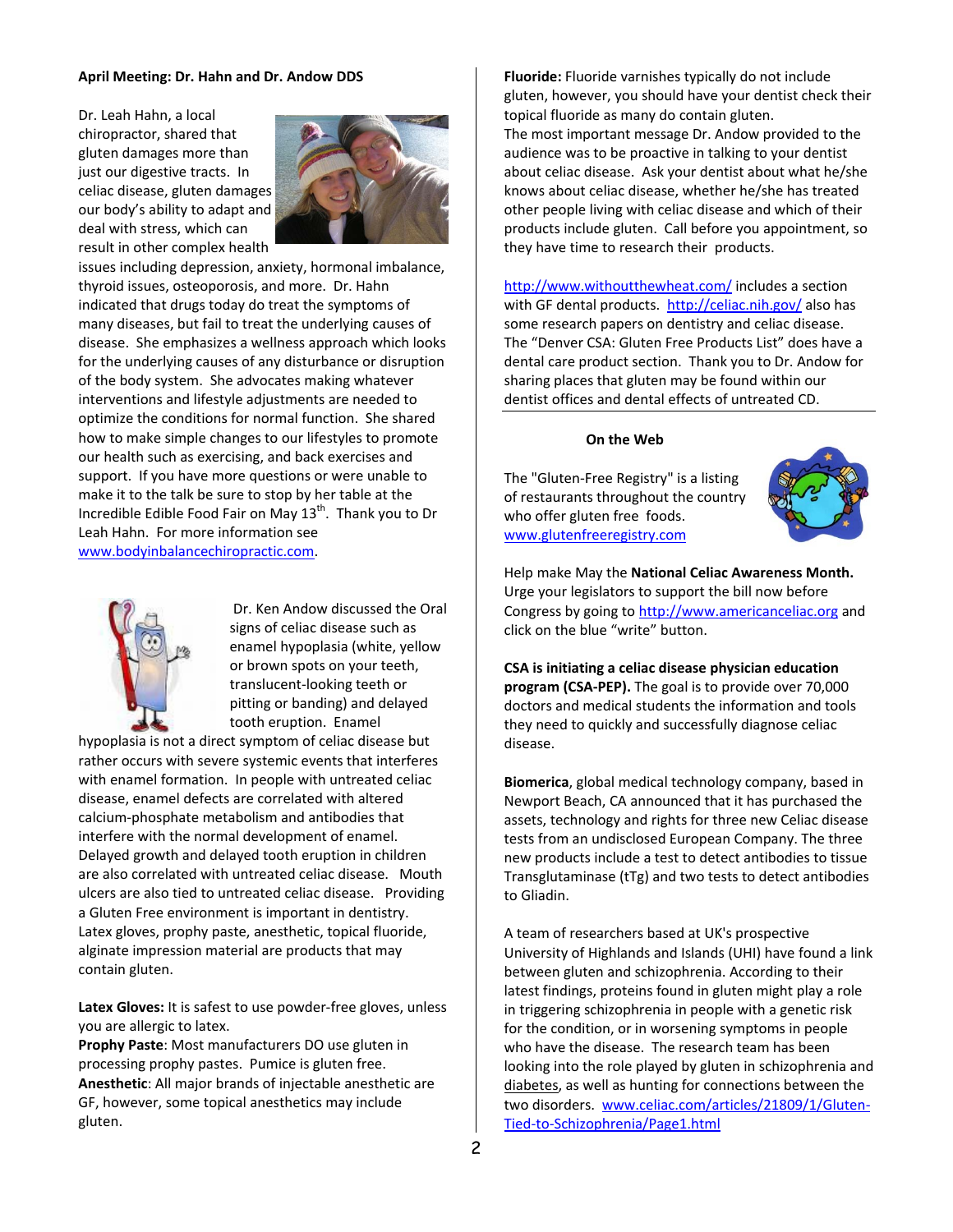**April Meeting: Dr. Hahn and Dr. Andow DDS**

Dr. Leah Hahn, a local chiropractor, shared that gluten damages more than just our digestive tracts. In celiac disease, gluten damages our body's ability to adapt and deal with stress, which can result in other complex health issues including depression, anxiety, hormonal imbalance, thyroid issues, osteoporosis, and more. Dr. Hahn indicated that drugs today do treat the symptoms of many diseases, but fail to treat the underlying causes of disease. She emphasizes a wellness approach which looks for the underlying causes of any disturbance or disruption of the body system. She advocates making whatever interventions and lifestyle adjustments are needed to optimize the conditions for normal function. She shared how to make simple changes to our lifestyles to promote our health such as exercising, and back exercises and support. If you have more questions or were unable to make it to the talk be sure to stop by her table at the Incredible Edible Food Fair on May 13th. Thank you to Dr Leah Hahn. For more information see www.bodyinbalancechiropractic.com.

Dr. Ken Andow discussed the Oral signs of celiac disease such as enamel hypoplasia (white, yellow or brown spots on your teeth, translucent-looking teeth or pitting or banding) and delayed tooth eruption. Enamel hypoplasia is not a direct symptom of celiac disease but rather occurs with severe systemic events that interferes with enamel formation. In people with untreated celiac disease, enamel defects are correlated with altered calcium-phosphate metabolism and antibodies that interfere with the normal development of enamel. Delayed growth and delayed tooth eruption in children are also correlated with untreated celiac disease. Mouth ulcers are also tied to untreated celiac disease. Providing a Gluten Free environment is important in dentistry. Latex gloves, prophy paste, anesthetic, topical fluoride, alginate impression material are products that may contain gluten.

**Latex Gloves:** It is safest to use powder-free gloves, unless you are allergic to latex.
**Prophy Paste**: Most manufacturers DO use gluten in processing prophy pastes. Pumice is gluten free.
**Anesthetic**: All major brands of injectable anesthetic are GF, however, some topical anesthetics may include gluten.
**Fluoride:** Fluoride varnishes typically do not include gluten, however, you should have your dentist check their topical fluoride as many do contain gluten.
The most important message Dr. Andow provided to the audience was to be proactive in talking to your dentist about celiac disease. Ask your dentist about what he/she knows about celiac disease, whether he/she has treated other people living with celiac disease and which of their products include gluten. Call before you appointment, so they have time to research their products.

http://www.withoutthewheat.com/ includes a section with GF dental products. http://celiac.nih.gov/ also has some research papers on dentistry and celiac disease. The "Denver CSA: Gluten Free Products List" does have a dental care product section. Thank you to Dr. Andow for sharing places that gluten may be found within our dentist offices and dental effects of untreated CD.

**On the Web**

The "Gluten-Free Registry" is a listing of restaurants throughout the country who offer gluten free foods. www.glutenfreeregistry.com

Help make May the **National Celiac Awareness Month.** Urge your legislators to support the bill now before Congress by going to http://www.americanceliac.org and click on the blue "write" button.

**CSA is initiating a celiac disease physician education program (CSA-PEP).** The goal is to provide over 70,000 doctors and medical students the information and tools they need to quickly and successfully diagnose celiac disease.

**Biomerica**, global medical technology company, based in Newport Beach, CA announced that it has purchased the assets, technology and rights for three new Celiac disease tests from an undisclosed European Company. The three new products include a test to detect antibodies to tissue Transglutaminase (tTg) and two tests to detect antibodies to Gliadin.

A team of researchers based at UK's prospective University of Highlands and Islands (UHI) have found a link between gluten and schizophrenia. According to their latest findings, proteins found in gluten might play a role in triggering schizophrenia in people with a genetic risk for the condition, or in worsening symptoms in people who have the disease. The research team has been looking into the role played by gluten in schizophrenia and diabetes, as well as hunting for connections between the two disorders. www.celiac.com/articles/21809/1/Gluten-Tied-to-Schizophrenia/Page1.html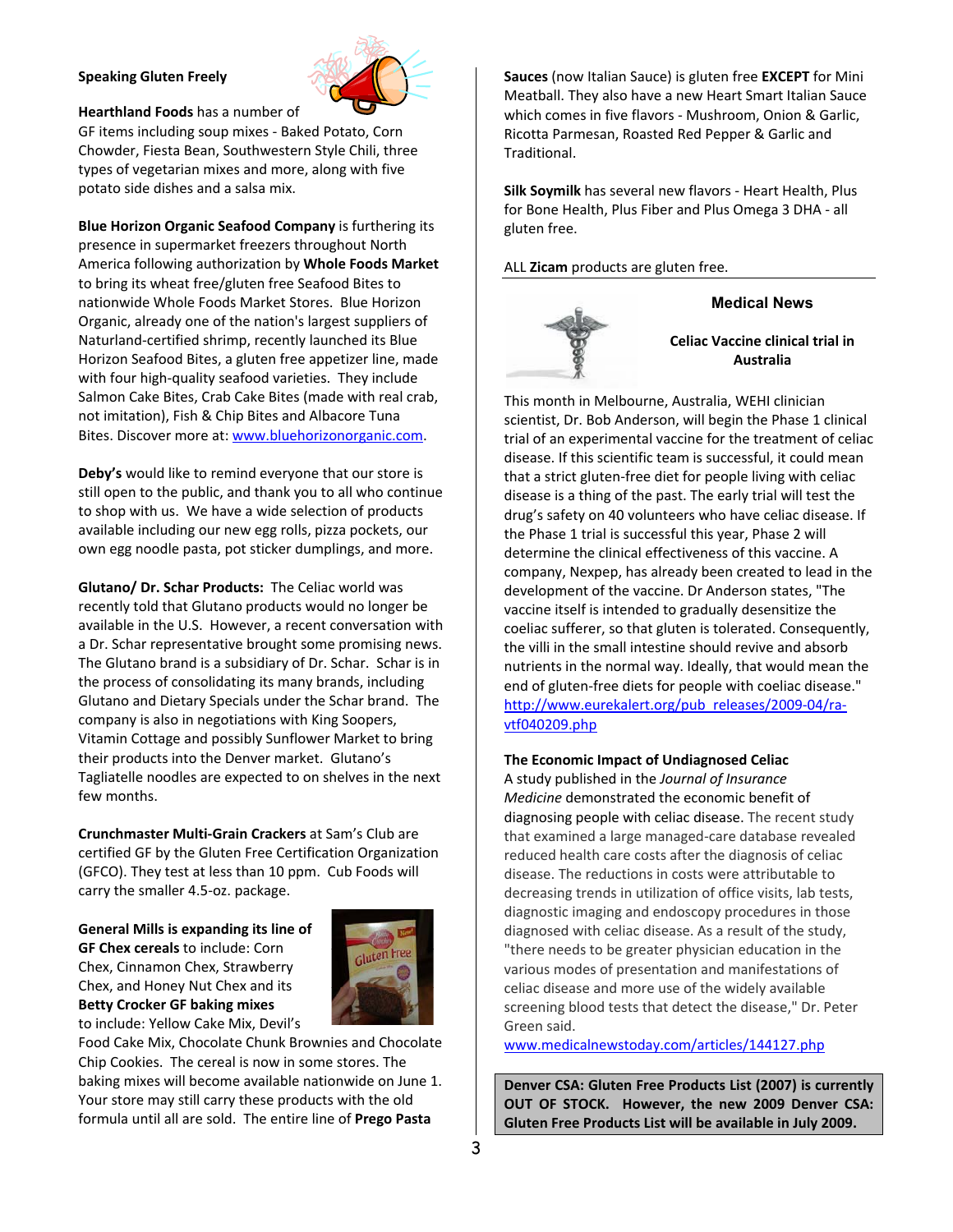**Speaking Gluten Freely**

**Hearthland Foods** has a number of GF items including soup mixes - Baked Potato, Corn Chowder, Fiesta Bean, Southwestern Style Chili, three types of vegetarian mixes and more, along with five potato side dishes and a salsa mix.

**Blue Horizon Organic Seafood Company** is furthering its presence in supermarket freezers throughout North America following authorization by **Whole Foods Market** to bring its wheat free/gluten free Seafood Bites to nationwide Whole Foods Market Stores. Blue Horizon Organic, already one of the nation's largest suppliers of Naturland-certified shrimp, recently launched its Blue Horizon Seafood Bites, a gluten free appetizer line, made with four high-quality seafood varieties. They include Salmon Cake Bites, Crab Cake Bites (made with real crab, not imitation), Fish & Chip Bites and Albacore Tuna Bites. Discover more at: www.bluehorizonorganic.com.

**Deby's** would like to remind everyone that our store is still open to the public, and thank you to all who continue to shop with us. We have a wide selection of products available including our new egg rolls, pizza pockets, our own egg noodle pasta, pot sticker dumplings, and more.

**Glutano/ Dr. Schar Products:** The Celiac world was recently told that Glutano products would no longer be available in the U.S. However, a recent conversation with a Dr. Schar representative brought some promising news. The Glutano brand is a subsidiary of Dr. Schar. Schar is in the process of consolidating its many brands, including Glutano and Dietary Specials under the Schar brand. The company is also in negotiations with King Soopers, Vitamin Cottage and possibly Sunflower Market to bring their products into the Denver market. Glutano's Tagliatelle noodles are expected to on shelves in the next few months.

**Crunchmaster Multi-Grain Crackers** at Sam's Club are certified GF by the Gluten Free Certification Organization (GFCO). They test at less than 10 ppm. Cub Foods will carry the smaller 4.5-oz. package.

**General Mills is expanding its line of GF Chex cereals** to include: Corn Chex, Cinnamon Chex, Strawberry Chex, and Honey Nut Chex and its **Betty Crocker GF baking mixes** to include: Yellow Cake Mix, Devil's Food Cake Mix, Chocolate Chunk Brownies and Chocolate Chip Cookies. The cereal is now in some stores. The baking mixes will become available nationwide on June 1. Your store may still carry these products with the old formula until all are sold. The entire line of **Prego Pasta Sauces** (now Italian Sauce) is gluten free **EXCEPT** for Mini Meatball. They also have a new Heart Smart Italian Sauce which comes in five flavors - Mushroom, Onion & Garlic, Ricotta Parmesan, Roasted Red Pepper & Garlic and Traditional.

**Silk Soymilk** has several new flavors - Heart Health, Plus for Bone Health, Plus Fiber and Plus Omega 3 DHA - all gluten free.

ALL **Zicam** products are gluten free.

## Medical News

### Celiac Vaccine clinical trial in Australia

This month in Melbourne, Australia, WEHI clinician scientist, Dr. Bob Anderson, will begin the Phase 1 clinical trial of an experimental vaccine for the treatment of celiac disease. If this scientific team is successful, it could mean that a strict gluten-free diet for people living with celiac disease is a thing of the past. The early trial will test the drug's safety on 40 volunteers who have celiac disease. If the Phase 1 trial is successful this year, Phase 2 will determine the clinical effectiveness of this vaccine. A company, Nexpep, has already been created to lead in the development of the vaccine. Dr Anderson states, "The vaccine itself is intended to gradually desensitize the coeliac sufferer, so that gluten is tolerated. Consequently, the villi in the small intestine should revive and absorb nutrients in the normal way. Ideally, that would mean the end of gluten-free diets for people with coeliac disease." http://www.eurekalert.org/pub_releases/2009-04/ra-vtf040209.php

**The Economic Impact of Undiagnosed Celiac**

A study published in the *Journal of Insurance Medicine* demonstrated the economic benefit of diagnosing people with celiac disease. The recent study that examined a large managed-care database revealed reduced health care costs after the diagnosis of celiac disease. The reductions in costs were attributable to decreasing trends in utilization of office visits, lab tests, diagnostic imaging and endoscopy procedures in those diagnosed with celiac disease. As a result of the study, "there needs to be greater physician education in the various modes of presentation and manifestations of celiac disease and more use of the widely available screening blood tests that detect the disease," Dr. Peter Green said.

www.medicalnewstoday.com/articles/144127.php

**Denver CSA: Gluten Free Products List (2007) is currently OUT OF STOCK. However, the new 2009 Denver CSA: Gluten Free Products List will be available in July 2009.**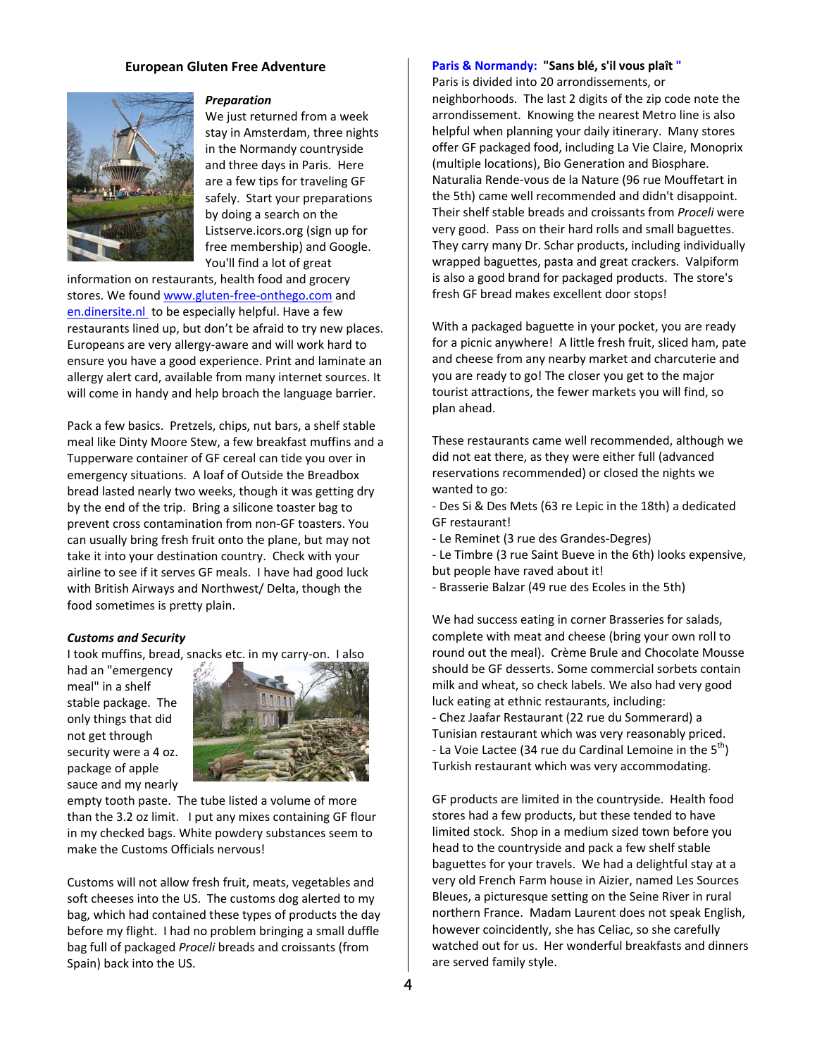# European Gluten Free Adventure

### *Preparation*

We just returned from a week stay in Amsterdam, three nights in the Normandy countryside and three days in Paris. Here are a few tips for traveling GF safely. Start your preparations by doing a search on the Listserve.icors.org (sign up for free membership) and Google. You'll find a lot of great information on restaurants, health food and grocery stores. We found www.gluten-free-onthego.com and en.dinersite.nl to be especially helpful. Have a few restaurants lined up, but don't be afraid to try new places. Europeans are very allergy-aware and will work hard to ensure you have a good experience. Print and laminate an allergy alert card, available from many internet sources. It will come in handy and help broach the language barrier.

Pack a few basics. Pretzels, chips, nut bars, a shelf stable meal like Dinty Moore Stew, a few breakfast muffins and a Tupperware container of GF cereal can tide you over in emergency situations. A loaf of Outside the Breadbox bread lasted nearly two weeks, though it was getting dry by the end of the trip. Bring a silicone toaster bag to prevent cross contamination from non-GF toasters. You can usually bring fresh fruit onto the plane, but may not take it into your destination country. Check with your airline to see if it serves GF meals. I have had good luck with British Airways and Northwest/ Delta, though the food sometimes is pretty plain.

### *Customs and Security*

I took muffins, bread, snacks etc. in my carry-on. I also had an "emergency meal" in a shelf stable package. The only things that did not get through security were a 4 oz. package of apple sauce and my nearly empty tooth paste. The tube listed a volume of more than the 3.2 oz limit. I put any mixes containing GF flour in my checked bags. White powdery substances seem to make the Customs Officials nervous!

Customs will not allow fresh fruit, meats, vegetables and soft cheeses into the US. The customs dog alerted to my bag, which had contained these types of products the day before my flight. I had no problem bringing a small duffle bag full of packaged *Proceli* breads and croissants (from Spain) back into the US.

### Paris & Normandy: "Sans blé, s'il vous plaît "

Paris is divided into 20 arrondissements, or neighborhoods. The last 2 digits of the zip code note the arrondissement. Knowing the nearest Metro line is also helpful when planning your daily itinerary. Many stores offer GF packaged food, including La Vie Claire, Monoprix (multiple locations), Bio Generation and Biosphare. Naturalia Rende-vous de la Nature (96 rue Mouffetart in the 5th) came well recommended and didn't disappoint. Their shelf stable breads and croissants from *Proceli* were very good. Pass on their hard rolls and small baguettes. They carry many Dr. Schar products, including individually wrapped baguettes, pasta and great crackers. Valpiform is also a good brand for packaged products. The store's fresh GF bread makes excellent door stops!

With a packaged baguette in your pocket, you are ready for a picnic anywhere! A little fresh fruit, sliced ham, pate and cheese from any nearby market and charcuterie and you are ready to go! The closer you get to the major tourist attractions, the fewer markets you will find, so plan ahead.

These restaurants came well recommended, although we did not eat there, as they were either full (advanced reservations recommended) or closed the nights we wanted to go:

- Des Si & Des Mets (63 re Lepic in the 18th) a dedicated GF restaurant!
- Le Reminet (3 rue des Grandes-Degres)
- Le Timbre (3 rue Saint Bueve in the 6th) looks expensive, but people have raved about it!
- Brasserie Balzar (49 rue des Ecoles in the 5th)

We had success eating in corner Brasseries for salads, complete with meat and cheese (bring your own roll to round out the meal). Crème Brule and Chocolate Mousse should be GF desserts. Some commercial sorbets contain milk and wheat, so check labels. We also had very good luck eating at ethnic restaurants, including:

- Chez Jaafar Restaurant (22 rue du Sommerard) a Tunisian restaurant which was very reasonably priced.
- La Voie Lactee (34 rue du Cardinal Lemoine in the 5th) Turkish restaurant which was very accommodating.

GF products are limited in the countryside. Health food stores had a few products, but these tended to have limited stock. Shop in a medium sized town before you head to the countryside and pack a few shelf stable baguettes for your travels. We had a delightful stay at a very old French Farm house in Aizier, named Les Sources Bleues, a picturesque setting on the Seine River in rural northern France. Madam Laurent does not speak English, however coincidently, she has Celiac, so she carefully watched out for us. Her wonderful breakfasts and dinners are served family style.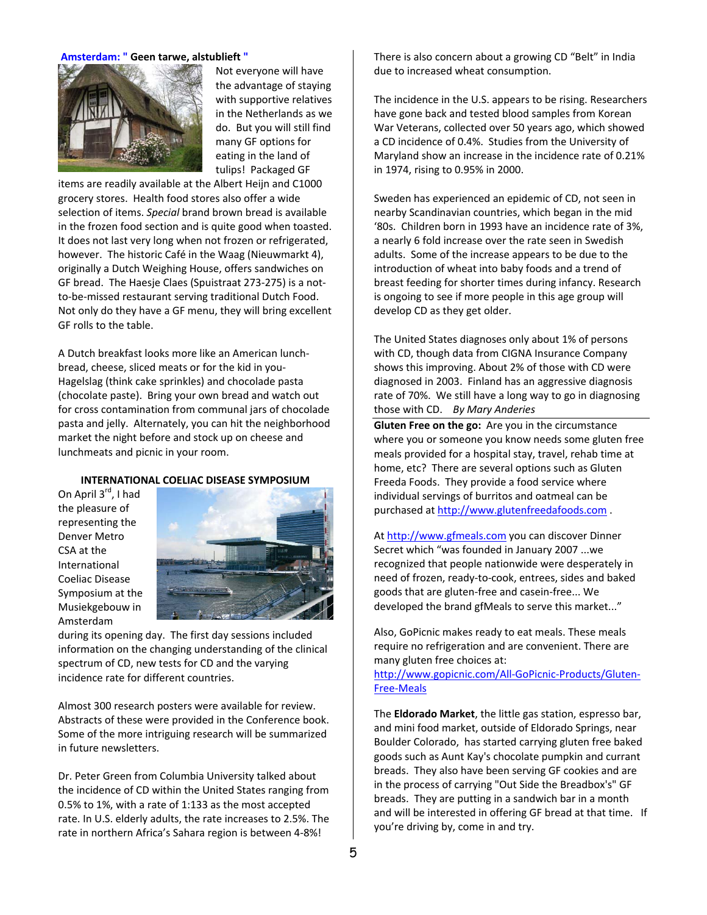## Amsterdam: " Geen tarwe, alstublieft "

Not everyone will have the advantage of staying with supportive relatives in the Netherlands as we do. But you will still find many GF options for eating in the land of tulips! Packaged GF items are readily available at the Albert Heijn and C1000 grocery stores. Health food stores also offer a wide selection of items. *Special* brand brown bread is available in the frozen food section and is quite good when toasted. It does not last very long when not frozen or refrigerated, however. The historic Café in the Waag (Nieuwmarkt 4), originally a Dutch Weighing House, offers sandwiches on GF bread. The Haesje Claes (Spuistraat 273-275) is a not-to-be-missed restaurant serving traditional Dutch Food. Not only do they have a GF menu, they will bring excellent GF rolls to the table.

A Dutch breakfast looks more like an American lunch- bread, cheese, sliced meats or for the kid in you- Hagelslag (think cake sprinkles) and chocolade pasta (chocolate paste). Bring your own bread and watch out for cross contamination from communal jars of chocolade pasta and jelly. Alternately, you can hit the neighborhood market the night before and stock up on cheese and lunchmeats and picnic in your room.

### INTERNATIONAL COELIAC DISEASE SYMPOSIUM

On April 3rd, I had the pleasure of representing the Denver Metro CSA at the International Coeliac Disease Symposium at the Musiekgebouw in Amsterdam during its opening day. The first day sessions included information on the changing understanding of the clinical spectrum of CD, new tests for CD and the varying incidence rate for different countries.

Almost 300 research posters were available for review. Abstracts of these were provided in the Conference book. Some of the more intriguing research will be summarized in future newsletters.

Dr. Peter Green from Columbia University talked about the incidence of CD within the United States ranging from 0.5% to 1%, with a rate of 1:133 as the most accepted rate. In U.S. elderly adults, the rate increases to 2.5%. The rate in northern Africa's Sahara region is between 4-8%!

There is also concern about a growing CD "Belt" in India due to increased wheat consumption.

The incidence in the U.S. appears to be rising. Researchers have gone back and tested blood samples from Korean War Veterans, collected over 50 years ago, which showed a CD incidence of 0.4%. Studies from the University of Maryland show an increase in the incidence rate of 0.21% in 1974, rising to 0.95% in 2000.

Sweden has experienced an epidemic of CD, not seen in nearby Scandinavian countries, which began in the mid '80s. Children born in 1993 have an incidence rate of 3%, a nearly 6 fold increase over the rate seen in Swedish adults. Some of the increase appears to be due to the introduction of wheat into baby foods and a trend of breast feeding for shorter times during infancy. Research is ongoing to see if more people in this age group will develop CD as they get older.

The United States diagnoses only about 1% of persons with CD, though data from CIGNA Insurance Company shows this improving. About 2% of those with CD were diagnosed in 2003. Finland has an aggressive diagnosis rate of 70%. We still have a long way to go in diagnosing those with CD. *By Mary Anderies*

---

**Gluten Free on the go:** Are you in the circumstance where you or someone you know needs some gluten free meals provided for a hospital stay, travel, rehab time at home, etc? There are several options such as Gluten Freeda Foods. They provide a food service where individual servings of burritos and oatmeal can be purchased at http://www.glutenfreedafoods.com .

At http://www.gfmeals.com you can discover Dinner Secret which "was founded in January 2007 ...we recognized that people nationwide were desperately in need of frozen, ready-to-cook, entrees, sides and baked goods that are gluten-free and casein-free... We developed the brand gfMeals to serve this market..."

Also, GoPicnic makes ready to eat meals. These meals require no refrigeration and are convenient. There are many gluten free choices at: http://www.gopicnic.com/All-GoPicnic-Products/Gluten-Free-Meals

The **Eldorado Market**, the little gas station, espresso bar, and mini food market, outside of Eldorado Springs, near Boulder Colorado, has started carrying gluten free baked goods such as Aunt Kay's chocolate pumpkin and currant breads. They also have been serving GF cookies and are in the process of carrying "Out Side the Breadbox's" GF breads. They are putting in a sandwich bar in a month and will be interested in offering GF bread at that time. If you're driving by, come in and try.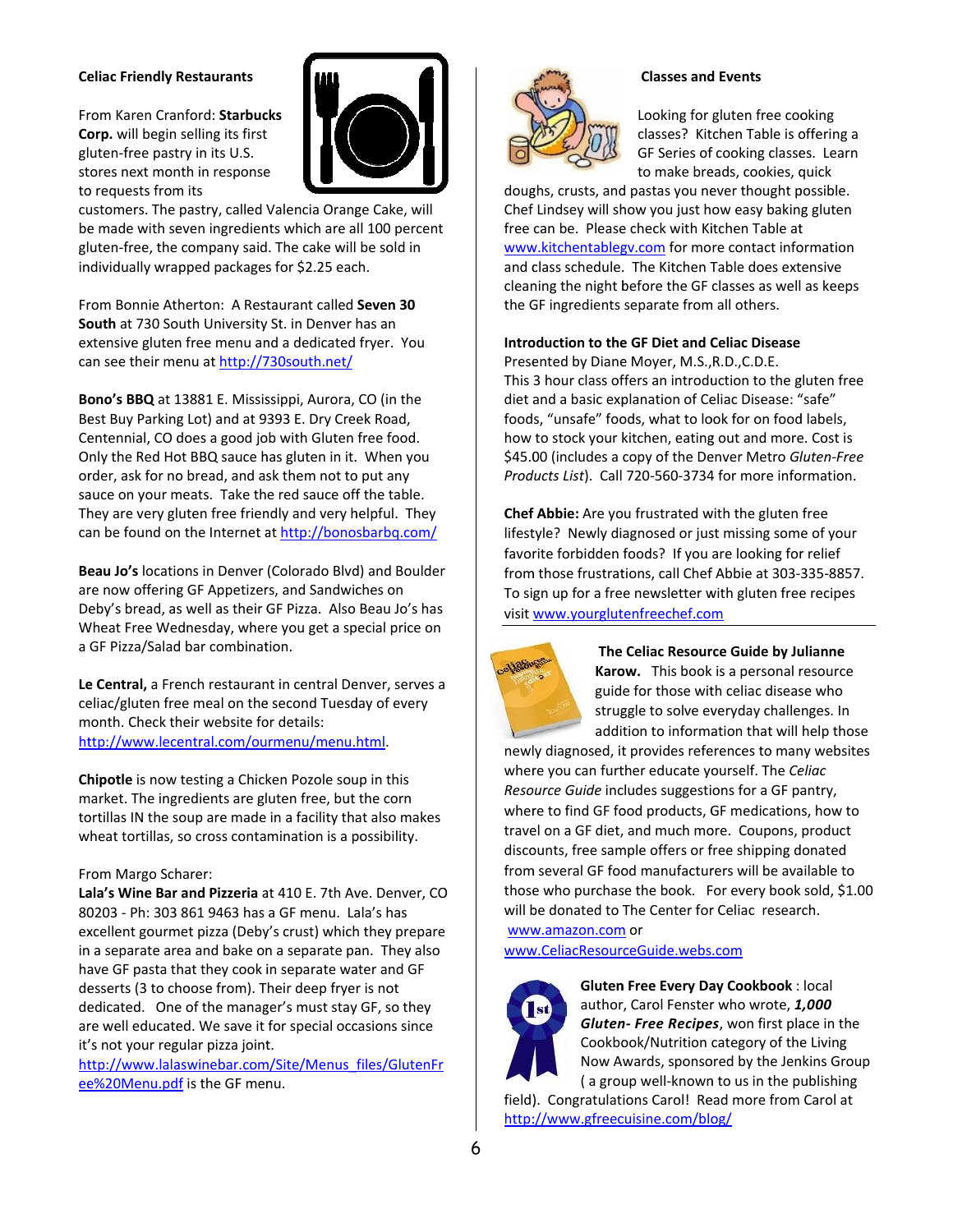**Celiac Friendly Restaurants**

From Karen Cranford: **Starbucks Corp.** will begin selling its first gluten-free pastry in its U.S. stores next month in response to requests from its customers. The pastry, called Valencia Orange Cake, will be made with seven ingredients which are all 100 percent gluten-free, the company said. The cake will be sold in individually wrapped packages for $2.25 each.

From Bonnie Atherton: A Restaurant called **Seven 30 South** at 730 South University St. in Denver has an extensive gluten free menu and a dedicated fryer. You can see their menu at http://730south.net/

**Bono's BBQ** at 13881 E. Mississippi, Aurora, CO (in the Best Buy Parking Lot) and at 9393 E. Dry Creek Road, Centennial, CO does a good job with Gluten free food. Only the Red Hot BBQ sauce has gluten in it. When you order, ask for no bread, and ask them not to put any sauce on your meats. Take the red sauce off the table. They are very gluten free friendly and very helpful. They can be found on the Internet at http://bonosbarbq.com/

**Beau Jo's** locations in Denver (Colorado Blvd) and Boulder are now offering GF Appetizers, and Sandwiches on Deby's bread, as well as their GF Pizza. Also Beau Jo's has Wheat Free Wednesday, where you get a special price on a GF Pizza/Salad bar combination.

**Le Central,** a French restaurant in central Denver, serves a celiac/gluten free meal on the second Tuesday of every month. Check their website for details: http://www.lecentral.com/ourmenu/menu.html.

**Chipotle** is now testing a Chicken Pozole soup in this market. The ingredients are gluten free, but the corn tortillas IN the soup are made in a facility that also makes wheat tortillas, so cross contamination is a possibility.

From Margo Scharer:
**Lala's Wine Bar and Pizzeria** at 410 E. 7th Ave. Denver, CO 80203 - Ph: 303 861 9463 has a GF menu. Lala's has excellent gourmet pizza (Deby's crust) which they prepare in a separate area and bake on a separate pan. They also have GF pasta that they cook in separate water and GF desserts (3 to choose from). Their deep fryer is not dedicated. One of the manager's must stay GF, so they are well educated. We save it for special occasions since it's not your regular pizza joint.
http://www.lalaswinebar.com/Site/Menus_files/GlutenFree%20Menu.pdf is the GF menu.

**Classes and Events**

Looking for gluten free cooking classes? Kitchen Table is offering a GF Series of cooking classes. Learn to make breads, cookies, quick doughs, crusts, and pastas you never thought possible. Chef Lindsey will show you just how easy baking gluten free can be. Please check with Kitchen Table at www.kitchentablegv.com for more contact information and class schedule. The Kitchen Table does extensive cleaning the night before the GF classes as well as keeps the GF ingredients separate from all others.

**Introduction to the GF Diet and Celiac Disease**
Presented by Diane Moyer, M.S.,R.D.,C.D.E.
This 3 hour class offers an introduction to the gluten free diet and a basic explanation of Celiac Disease: "safe" foods, "unsafe" foods, what to look for on food labels, how to stock your kitchen, eating out and more. Cost is $45.00 (includes a copy of the Denver Metro *Gluten-Free Products List*). Call 720-560-3734 for more information.

**Chef Abbie:** Are you frustrated with the gluten free lifestyle? Newly diagnosed or just missing some of your favorite forbidden foods? If you are looking for relief from those frustrations, call Chef Abbie at 303-335-8857. To sign up for a free newsletter with gluten free recipes visit www.yourglutenfreechef.com

**The Celiac Resource Guide by Julianne Karow.** This book is a personal resource guide for those with celiac disease who struggle to solve everyday challenges. In addition to information that will help those newly diagnosed, it provides references to many websites where you can further educate yourself. The *Celiac Resource Guide* includes suggestions for a GF pantry, where to find GF food products, GF medications, how to travel on a GF diet, and much more. Coupons, product discounts, free sample offers or free shipping donated from several GF food manufacturers will be available to those who purchase the book. For every book sold, $1.00 will be donated to The Center for Celiac research.
www.amazon.com or
www.CeliacResourceGuide.webs.com

**Gluten Free Every Day Cookbook** : local author, Carol Fenster who wrote, ***1,000 Gluten- Free Recipes***, won first place in the Cookbook/Nutrition category of the Living Now Awards, sponsored by the Jenkins Group ( a group well-known to us in the publishing field). Congratulations Carol! Read more from Carol at http://www.gfreecuisine.com/blog/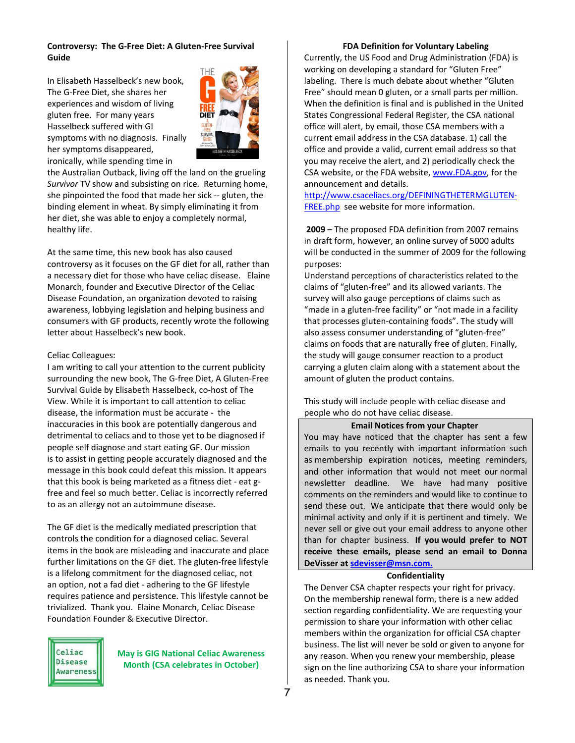**Controversy: The G-Free Diet: A Gluten-Free Survival Guide**

In Elisabeth Hasselbeck's new book, The G-Free Diet, she shares her experiences and wisdom of living gluten free. For many years Hasselbeck suffered with GI symptoms with no diagnosis. Finally her symptoms disappeared, ironically, while spending time in the Australian Outback, living off the land on the grueling *Survivor* TV show and subsisting on rice. Returning home, she pinpointed the food that made her sick -- gluten, the binding element in wheat. By simply eliminating it from her diet, she was able to enjoy a completely normal, healthy life.

At the same time, this new book has also caused controversy as it focuses on the GF diet for all, rather than a necessary diet for those who have celiac disease. Elaine Monarch, founder and Executive Director of the Celiac Disease Foundation, an organization devoted to raising awareness, lobbying legislation and helping business and consumers with GF products, recently wrote the following letter about Hasselbeck's new book.

Celiac Colleagues:
I am writing to call your attention to the current publicity surrounding the new book, The G-free Diet, A Gluten-Free Survival Guide by Elisabeth Hasselbeck, co-host of The View. While it is important to call attention to celiac disease, the information must be accurate - the inaccuracies in this book are potentially dangerous and detrimental to celiacs and to those yet to be diagnosed if people self diagnose and start eating GF. Our mission is to assist in getting people accurately diagnosed and the message in this book could defeat this mission. It appears that this book is being marketed as a fitness diet - eat g-free and feel so much better. Celiac is incorrectly referred to as an allergy not an autoimmune disease.

The GF diet is the medically mediated prescription that controls the condition for a diagnosed celiac. Several items in the book are misleading and inaccurate and place further limitations on the GF diet. The gluten-free lifestyle is a lifelong commitment for the diagnosed celiac, not an option, not a fad diet - adhering to the GF lifestyle requires patience and persistence. This lifestyle cannot be trivialized. Thank you. Elaine Monarch, Celiac Disease Foundation Founder & Executive Director.

Celiac Disease Awareness

**May is GIG National Celiac Awareness Month (CSA celebrates in October)**

**FDA Definition for Voluntary Labeling**

Currently, the US Food and Drug Administration (FDA) is working on developing a standard for "Gluten Free" labeling. There is much debate about whether "Gluten Free" should mean 0 gluten, or a small parts per million. When the definition is final and is published in the United States Congressional Federal Register, the CSA national office will alert, by email, those CSA members with a current email address in the CSA database. 1) call the office and provide a valid, current email address so that you may receive the alert, and 2) periodically check the CSA website, or the FDA website, www.FDA.gov, for the announcement and details.
http://www.csaceliacs.org/DEFININGTHETERMGLUTEN-FREE.php see website for more information.

**2009** – The proposed FDA definition from 2007 remains in draft form, however, an online survey of 5000 adults will be conducted in the summer of 2009 for the following purposes:
Understand perceptions of characteristics related to the claims of "gluten-free" and its allowed variants. The survey will also gauge perceptions of claims such as "made in a gluten-free facility" or "not made in a facility that processes gluten-containing foods". The study will also assess consumer understanding of "gluten-free" claims on foods that are naturally free of gluten. Finally, the study will gauge consumer reaction to a product carrying a gluten claim along with a statement about the amount of gluten the product contains.

This study will include people with celiac disease and people who do not have celiac disease.

**Email Notices from your Chapter**

You may have noticed that the chapter has sent a few emails to you recently with important information such as membership expiration notices, meeting reminders, and other information that would not meet our normal newsletter deadline. We have had many positive comments on the reminders and would like to continue to send these out. We anticipate that there would only be minimal activity and only if it is pertinent and timely. We never sell or give out your email address to anyone other than for chapter business. **If you would prefer to NOT receive these emails, please send an email to Donna DeVisser at sdevisser@msn.com.**

**Confidentiality**

The Denver CSA chapter respects your right for privacy. On the membership renewal form, there is a new added section regarding confidentiality. We are requesting your permission to share your information with other celiac members within the organization for official CSA chapter business. The list will never be sold or given to anyone for any reason. When you renew your membership, please sign on the line authorizing CSA to share your information as needed. Thank you.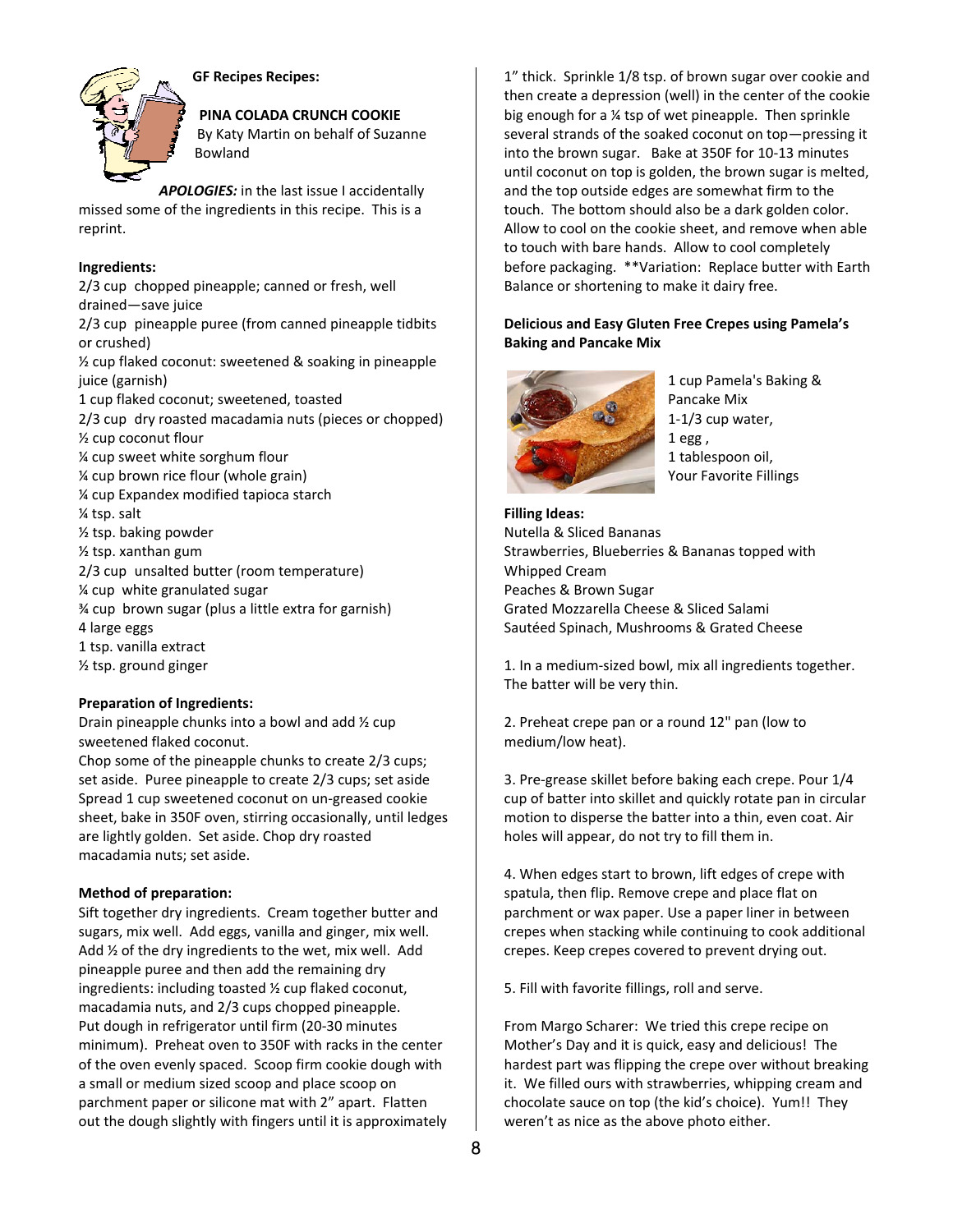**GF Recipes Recipes:**

**PINA COLADA CRUNCH COOKIE**

By Katy Martin on behalf of Suzanne Bowland

***APOLOGIES:*** in the last issue I accidentally missed some of the ingredients in this recipe. This is a reprint.

**Ingredients:**

2/3 cup chopped pineapple; canned or fresh, well drained—save juice
2/3 cup pineapple puree (from canned pineapple tidbits or crushed)
½ cup flaked coconut: sweetened & soaking in pineapple juice (garnish)
1 cup flaked coconut; sweetened, toasted
2/3 cup dry roasted macadamia nuts (pieces or chopped)
½ cup coconut flour
¼ cup sweet white sorghum flour
¼ cup brown rice flour (whole grain)
¼ cup Expandex modified tapioca starch
¼ tsp. salt
½ tsp. baking powder
½ tsp. xanthan gum
2/3 cup unsalted butter (room temperature)
¼ cup white granulated sugar
¾ cup brown sugar (plus a little extra for garnish)
4 large eggs
1 tsp. vanilla extract
½ tsp. ground ginger

**Preparation of Ingredients:**

Drain pineapple chunks into a bowl and add ½ cup sweetened flaked coconut.
Chop some of the pineapple chunks to create 2/3 cups; set aside. Puree pineapple to create 2/3 cups; set aside Spread 1 cup sweetened coconut on un-greased cookie sheet, bake in 350F oven, stirring occasionally, until ledges are lightly golden. Set aside. Chop dry roasted macadamia nuts; set aside.

**Method of preparation:**

Sift together dry ingredients. Cream together butter and sugars, mix well. Add eggs, vanilla and ginger, mix well. Add ½ of the dry ingredients to the wet, mix well. Add pineapple puree and then add the remaining dry ingredients: including toasted ½ cup flaked coconut, macadamia nuts, and 2/3 cups chopped pineapple. Put dough in refrigerator until firm (20-30 minutes minimum). Preheat oven to 350F with racks in the center of the oven evenly spaced. Scoop firm cookie dough with a small or medium sized scoop and place scoop on parchment paper or silicone mat with 2" apart. Flatten out the dough slightly with fingers until it is approximately 1" thick. Sprinkle 1/8 tsp. of brown sugar over cookie and then create a depression (well) in the center of the cookie big enough for a ¼ tsp of wet pineapple. Then sprinkle several strands of the soaked coconut on top—pressing it into the brown sugar. Bake at 350F for 10-13 minutes until coconut on top is golden, the brown sugar is melted, and the top outside edges are somewhat firm to the touch. The bottom should also be a dark golden color. Allow to cool on the cookie sheet, and remove when able to touch with bare hands. Allow to cool completely before packaging. **Variation: Replace butter with Earth Balance or shortening to make it dairy free.

**Delicious and Easy Gluten Free Crepes using Pamela's Baking and Pancake Mix**

1 cup Pamela's Baking & Pancake Mix
1-1/3 cup water,
1 egg ,
1 tablespoon oil,
Your Favorite Fillings

**Filling Ideas:**

Nutella & Sliced Bananas
Strawberries, Blueberries & Bananas topped with Whipped Cream
Peaches & Brown Sugar
Grated Mozzarella Cheese & Sliced Salami
Sautéed Spinach, Mushrooms & Grated Cheese

1. In a medium-sized bowl, mix all ingredients together. The batter will be very thin.

2. Preheat crepe pan or a round 12" pan (low to medium/low heat).

3. Pre-grease skillet before baking each crepe. Pour 1/4 cup of batter into skillet and quickly rotate pan in circular motion to disperse the batter into a thin, even coat. Air holes will appear, do not try to fill them in.

4. When edges start to brown, lift edges of crepe with spatula, then flip. Remove crepe and place flat on parchment or wax paper. Use a paper liner in between crepes when stacking while continuing to cook additional crepes. Keep crepes covered to prevent drying out.

5. Fill with favorite fillings, roll and serve.

From Margo Scharer: We tried this crepe recipe on Mother's Day and it is quick, easy and delicious! The hardest part was flipping the crepe over without breaking it. We filled ours with strawberries, whipping cream and chocolate sauce on top (the kid's choice). Yum!! They weren't as nice as the above photo either.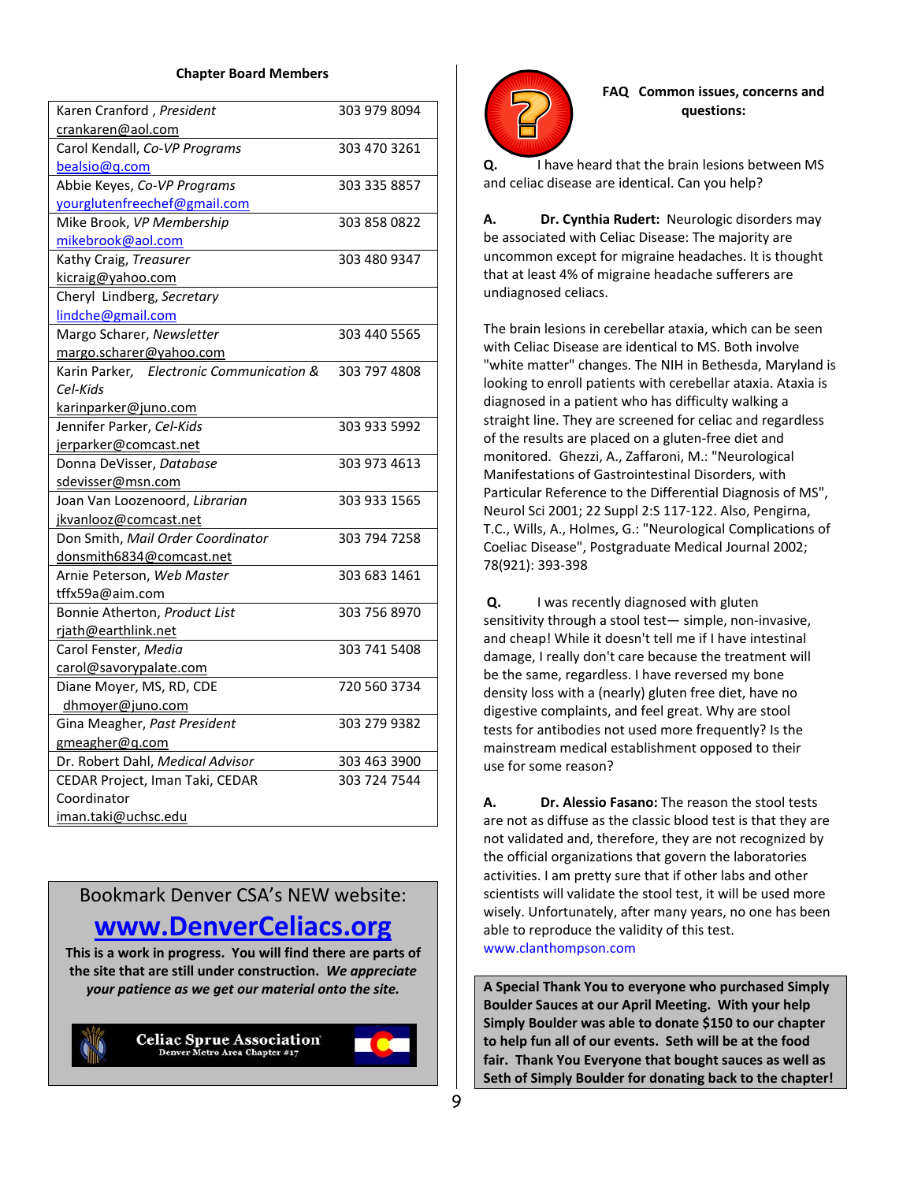## Chapter Board Members

| Name | Phone |
|---|---|
| Karen Cranford , *President* crankaren@aol.com | 303 979 8094 |
| Carol Kendall, *Co-VP Programs* bealsio@q.com | 303 470 3261 |
| Abbie Keyes, *Co-VP Programs* yourglutenfreechef@gmail.com | 303 335 8857 |
| Mike Brook, *VP Membership* mikebrook@aol.com | 303 858 0822 |
| Kathy Craig, *Treasurer* kicraig@yahoo.com | 303 480 9347 |
| Cheryl Lindberg, *Secretary* lindche@gmail.com | |
| Margo Scharer, *Newsletter* margo.scharer@yahoo.com | 303 440 5565 |
| Karin Parker, *Electronic Communication & Cel-Kids* karinparker@juno.com | 303 797 4808 |
| Jennifer Parker, *Cel-Kids* jerparker@comcast.net | 303 933 5992 |
| Donna DeVisser, *Database* sdevisser@msn.com | 303 973 4613 |
| Joan Van Loozenoord, *Librarian* jkvanlooz@comcast.net | 303 933 1565 |
| Don Smith, *Mail Order Coordinator* donsmith6834@comcast.net | 303 794 7258 |
| Arnie Peterson, *Web Master* tffx59a@aim.com | 303 683 1461 |
| Bonnie Atherton, *Product List* rjath@earthlink.net | 303 756 8970 |
| Carol Fenster, *Media* carol@savorypalate.com | 303 741 5408 |
| Diane Moyer, MS, RD, CDE dhmoyer@juno.com | 720 560 3734 |
| Gina Meagher, *Past President* gmeagher@q.com | 303 279 9382 |
| Dr. Robert Dahl, *Medical Advisor* | 303 463 3900 |
| CEDAR Project, Iman Taki, CEDAR Coordinator iman.taki@uchsc.edu | 303 724 7544 |

Bookmark Denver CSA's NEW website:

## www.DenverCeliacs.org

**This is a work in progress. You will find there are parts of the site that are still under construction.** ***We appreciate your patience as we get our material onto the site.***

Celiac Sprue Association
Denver Metro Area Chapter #17

## FAQ Common issues, concerns and questions:

**Q.** I have heard that the brain lesions between MS and celiac disease are identical. Can you help?

**A.** **Dr. Cynthia Rudert:** Neurologic disorders may be associated with Celiac Disease: The majority are uncommon except for migraine headaches. It is thought that at least 4% of migraine headache sufferers are undiagnosed celiacs.

The brain lesions in cerebellar ataxia, which can be seen with Celiac Disease are identical to MS. Both involve "white matter" changes. The NIH in Bethesda, Maryland is looking to enroll patients with cerebellar ataxia. Ataxia is diagnosed in a patient who has difficulty walking a straight line. They are screened for celiac and regardless of the results are placed on a gluten-free diet and monitored. Ghezzi, A., Zaffaroni, M.: "Neurological Manifestations of Gastrointestinal Disorders, with Particular Reference to the Differential Diagnosis of MS", Neurol Sci 2001; 22 Suppl 2:S 117-122. Also, Pengirna, T.C., Wills, A., Holmes, G.: "Neurological Complications of Coeliac Disease", Postgraduate Medical Journal 2002; 78(921): 393-398

**Q.** I was recently diagnosed with gluten sensitivity through a stool test— simple, non-invasive, and cheap! While it doesn't tell me if I have intestinal damage, I really don't care because the treatment will be the same, regardless. I have reversed my bone density loss with a (nearly) gluten free diet, have no digestive complaints, and feel great. Why are stool tests for antibodies not used more frequently? Is the mainstream medical establishment opposed to their use for some reason?

**A.** **Dr. Alessio Fasano:** The reason the stool tests are not as diffuse as the classic blood test is that they are not validated and, therefore, they are not recognized by the official organizations that govern the laboratories activities. I am pretty sure that if other labs and other scientists will validate the stool test, it will be used more wisely. Unfortunately, after many years, no one has been able to reproduce the validity of this test.
www.clanthompson.com

**A Special Thank You to everyone who purchased Simply Boulder Sauces at our April Meeting. With your help Simply Boulder was able to donate $150 to our chapter to help fun all of our events. Seth will be at the food fair. Thank You Everyone that bought sauces as well as Seth of Simply Boulder for donating back to the chapter!**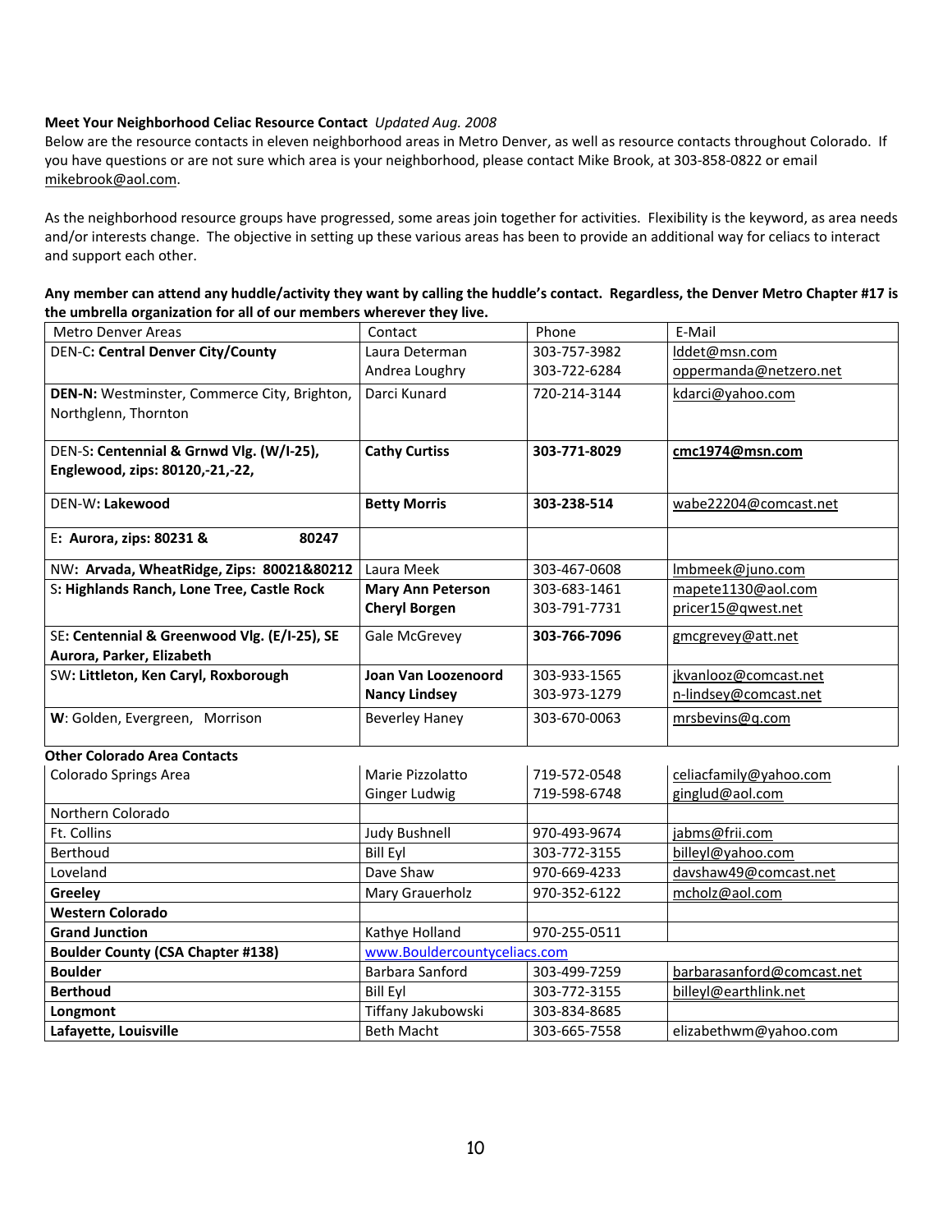**Meet Your Neighborhood Celiac Resource Contact** *Updated Aug. 2008*

Below are the resource contacts in eleven neighborhood areas in Metro Denver, as well as resource contacts throughout Colorado. If you have questions or are not sure which area is your neighborhood, please contact Mike Brook, at 303-858-0822 or email mikebrook@aol.com.

As the neighborhood resource groups have progressed, some areas join together for activities. Flexibility is the keyword, as area needs and/or interests change. The objective in setting up these various areas has been to provide an additional way for celiacs to interact and support each other.

**Any member can attend any huddle/activity they want by calling the huddle's contact. Regardless, the Denver Metro Chapter #17 is the umbrella organization for all of our members wherever they live.**

| Metro Denver Areas | Contact | Phone | E-Mail |
|---|---|---|---|
| DEN-C: **Central Denver City/County** | Laura Determan<br>Andrea Loughry | 303-757-3982<br>303-722-6284 | lddet@msn.com<br>oppermanda@netzero.net |
| **DEN-N:** Westminster, Commerce City, Brighton, Northglenn, Thornton | Darci Kunard | 720-214-3144 | kdarci@yahoo.com |
| DEN-S: **Centennial & Grnwd Vlg. (W/I-25), Englewood, zips: 80120,-21,-22,** | **Cathy Curtiss** | **303-771-8029** | **cmc1974@msn.com** |
| DEN-W: **Lakewood** | **Betty Morris** | **303-238-514** | wabe22204@comcast.net |
| E: **Aurora, zips: 80231 & 80247** | | | |
| NW: **Arvada, WheatRidge, Zips: 80021&80212** | Laura Meek | 303-467-0608 | lmbmeek@juno.com |
| S: **Highlands Ranch, Lone Tree, Castle Rock** | **Mary Ann Peterson**<br>**Cheryl Borgen** | 303-683-1461<br>303-791-7731 | mapete1130@aol.com<br>pricer15@qwest.net |
| SE: **Centennial & Greenwood Vlg. (E/I-25), SE Aurora, Parker, Elizabeth** | Gale McGrevey | **303-766-7096** | gmcgrevey@att.net |
| SW: **Littleton, Ken Caryl, Roxborough** | **Joan Van Loozenoord**<br>**Nancy Lindsey** | 303-933-1565<br>303-973-1279 | jkvanlooz@comcast.net<br>n-lindsey@comcast.net |
| **W**: Golden, Evergreen, Morrison | Beverley Haney | 303-670-0063 | mrsbevins@q.com |
| **Other Colorado Area Contacts** | | | |
| Colorado Springs Area | Marie Pizzolatto<br>Ginger Ludwig | 719-572-0548<br>719-598-6748 | celiacfamily@yahoo.com<br>ginglud@aol.com |
| Northern Colorado | | | |
| Ft. Collins | Judy Bushnell | 970-493-9674 | jabms@frii.com |
| Berthoud | Bill Eyl | 303-772-3155 | billeyl@yahoo.com |
| Loveland | Dave Shaw | 970-669-4233 | davshaw49@comcast.net |
| **Greeley** | Mary Grauerholz | 970-352-6122 | mcholz@aol.com |
| **Western Colorado** | | | |
| **Grand Junction** | Kathye Holland | 970-255-0511 | |
| **Boulder County (CSA Chapter #138)** | www.Bouldercountyceliacs.com | | |
| **Boulder** | Barbara Sanford | 303-499-7259 | barbarasanford@comcast.net |
| **Berthoud** | Bill Eyl | 303-772-3155 | billeyl@earthlink.net |
| **Longmont** | Tiffany Jakubowski | 303-834-8685 | |
| **Lafayette, Louisville** | Beth Macht | 303-665-7558 | elizabethwm@yahoo.com |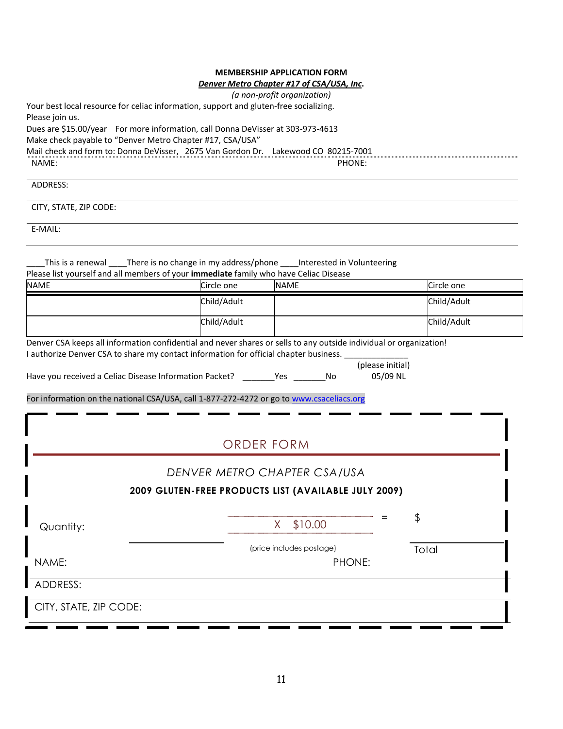**MEMBERSHIP APPLICATION FORM**

***Denver Metro Chapter #17 of CSA/USA, Inc*.**

*(a non-profit organization)*

Your best local resource for celiac information, support and gluten-free socializing.
Please join us.

Dues are $15.00/year For more information, call Donna DeVisser at 303-973-4613

Make check payable to "Denver Metro Chapter #17, CSA/USA"

Mail check and form to: Donna DeVisser, 2675 Van Gordon Dr. Lakewood CO 80215-7001

NAME: PHONE:

ADDRESS:

CITY, STATE, ZIP CODE:

E-MAIL:

____This is a renewal ____There is no change in my address/phone ____Interested in Volunteering

Please list yourself and all members of your **immediate** family who have Celiac Disease

| NAME | Circle one | NAME | Circle one |
|---|---|---|---|
| | Child/Adult | | Child/Adult |
| | Child/Adult | | Child/Adult |

Denver CSA keeps all information confidential and never shares or sells to any outside individual or organization!

I authorize Denver CSA to share my contact information for official chapter business. ______________ (please initial)

Have you received a Celiac Disease Information Packet? _______Yes _______No 05/09 NL

For information on the national CSA/USA, call 1-877-272-4272 or go to www.csaceliacs.org

## ORDER FORM

*DENVER METRO CHAPTER CSA/USA*

**2009 GLUTEN-FREE PRODUCTS LIST (AVAILABLE JULY 2009)**

Quantity: ____________ X $10.00 = $ ________ Total

(price includes postage)

NAME: PHONE:

ADDRESS:

CITY, STATE, ZIP CODE: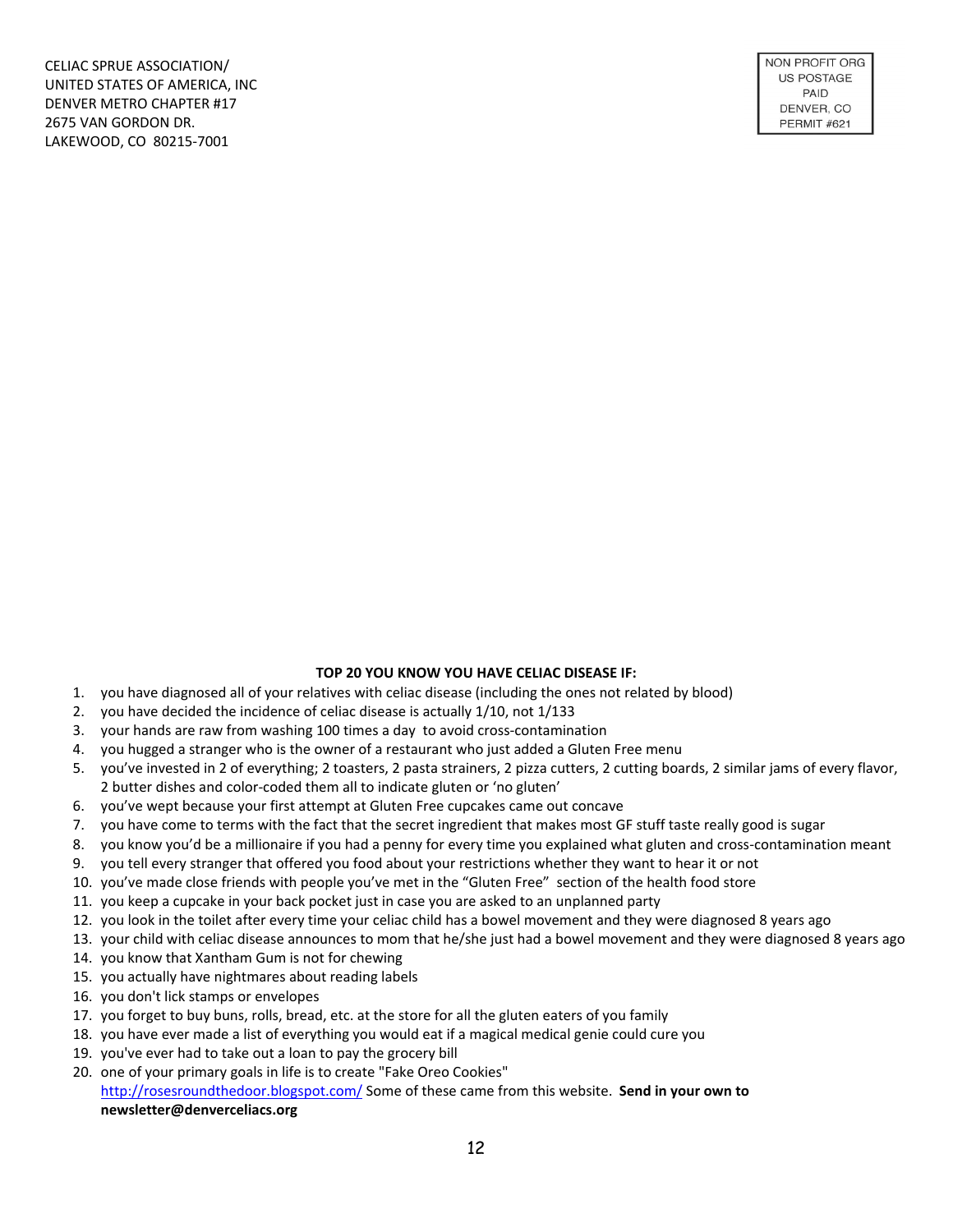CELIAC SPRUE ASSOCIATION/
UNITED STATES OF AMERICA, INC
DENVER METRO CHAPTER #17
2675 VAN GORDON DR.
LAKEWOOD, CO 80215-7001

NON PROFIT ORG
US POSTAGE
PAID
DENVER, CO
PERMIT #621

**TOP 20 YOU KNOW YOU HAVE CELIAC DISEASE IF:**

1. you have diagnosed all of your relatives with celiac disease (including the ones not related by blood)
2. you have decided the incidence of celiac disease is actually 1/10, not 1/133
3. your hands are raw from washing 100 times a day to avoid cross-contamination
4. you hugged a stranger who is the owner of a restaurant who just added a Gluten Free menu
5. you've invested in 2 of everything; 2 toasters, 2 pasta strainers, 2 pizza cutters, 2 cutting boards, 2 similar jams of every flavor, 2 butter dishes and color-coded them all to indicate gluten or 'no gluten'
6. you've wept because your first attempt at Gluten Free cupcakes came out concave
7. you have come to terms with the fact that the secret ingredient that makes most GF stuff taste really good is sugar
8. you know you'd be a millionaire if you had a penny for every time you explained what gluten and cross-contamination meant
9. you tell every stranger that offered you food about your restrictions whether they want to hear it or not
10. you've made close friends with people you've met in the "Gluten Free" section of the health food store
11. you keep a cupcake in your back pocket just in case you are asked to an unplanned party
12. you look in the toilet after every time your celiac child has a bowel movement and they were diagnosed 8 years ago
13. your child with celiac disease announces to mom that he/she just had a bowel movement and they were diagnosed 8 years ago
14. you know that Xantham Gum is not for chewing
15. you actually have nightmares about reading labels
16. you don't lick stamps or envelopes
17. you forget to buy buns, rolls, bread, etc. at the store for all the gluten eaters of you family
18. you have ever made a list of everything you would eat if a magical medical genie could cure you
19. you've ever had to take out a loan to pay the grocery bill
20. one of your primary goals in life is to create "Fake Oreo Cookies"
    http://rosesroundthedoor.blogspot.com/ Some of these came from this website. **Send in your own to newsletter@denverceliacs.org**